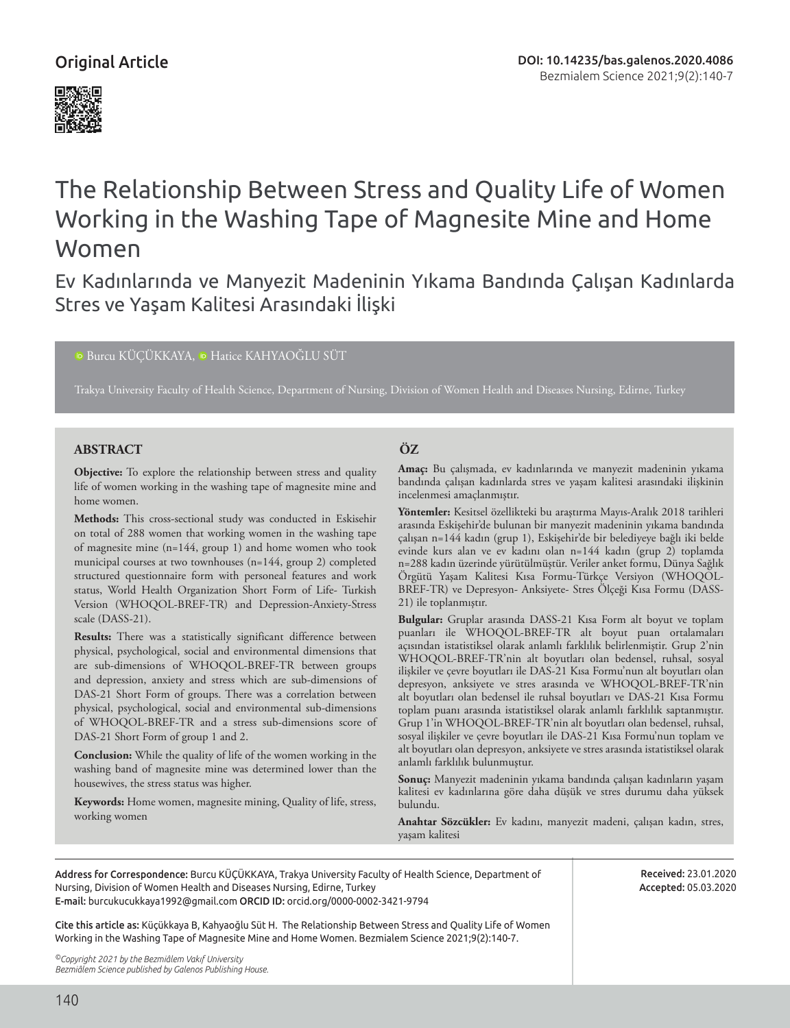Original Article

DOI: 10.14235/bas.galenos.2020.4086

# The Relationship Between Stress and Quality Life of Women Working in the Washing Tape of Magnesite Mine and Home Women

## Ev Kadınlarında ve Manyezit Madeninin Yıkama Bandında Çalışan Kadınlarda Stres ve Yaşam Kalitesi Arasındaki İlişki

Burcu KÜÇÜKKAYA, Hatice KAHYAOĞLU SÜT

Trakya University Faculty of Health Science, Department of Nursing, Division of Women Health and Diseases Nursing, Edirne, Turkey

### ABSTRACT

**Objective:** To explore the relationship between stress and quality life of women working in the washing tape of magnesite mine and home women.

**Methods:** This cross-sectional study was conducted in Eskisehir on total of 288 women that working women in the washing tape of magnesite mine (n=144, group 1) and home women who took municipal courses at two townhouses (n=144, group 2) completed structured questionnaire form with personeal features and work status, World Health Organization Short Form of Life- Turkish Version (WHOQOL-BREF-TR) and Depression-Anxiety-Stress scale (DASS-21).

**Results:** There was a statistically significant difference between physical, psychological, social and environmental dimensions that are sub-dimensions of WHOQOL-BREF-TR between groups and depression, anxiety and stress which are sub-dimensions of DAS-21 Short Form of groups. There was a correlation between physical, psychological, social and environmental sub-dimensions of WHOQOL-BREF-TR and a stress sub-dimensions score of DAS-21 Short Form of group 1 and 2.

**Conclusion:** While the quality of life of the women working in the washing band of magnesite mine was determined lower than the housewives, the stress status was higher.

**Keywords:** Home women, magnesite mining, Quality of life, stress, working women

### ÖZ

**Amaç:** Bu çalışmada, ev kadınlarında ve manyezit madeninin yıkama bandında çalışan kadınlarda stres ve yaşam kalitesi arasındaki ilişkinin incelenmesi amaçlanmıştır.

**Yöntemler:** Kesitsel özellikteki bu araştırma Mayıs-Aralık 2018 tarihleri arasında Eskişehir'de bulunan bir manyezit madeninin yıkama bandında çalışan n=144 kadın (grup 1), Eskişehir'de bir belediyeye bağlı iki belde evinde kurs alan ve ev kadını olan n=144 kadın (grup 2) toplamda n=288 kadın üzerinde yürütülmüştür. Veriler anket formu, Dünya Sağlık Örgütü Yaşam Kalitesi Kısa Formu-Türkçe Versiyon (WHOQOL-BREF-TR) ve Depresyon- Anksiyete- Stres Ölçeği Kısa Formu (DASS-21) ile toplanmıştır.

**Bulgular:** Gruplar arasında DASS-21 Kısa Form alt boyut ve toplam puanları ile WHOQOL-BREF-TR alt boyut puan ortalamaları açısından istatistiksel olarak anlamlı farklılık belirlenmiştir. Grup 2'nin WHOQOL-BREF-TR'nin alt boyutları olan bedensel, ruhsal, sosyal ilişkiler ve çevre boyutları ile DAS-21 Kısa Formu'nun alt boyutları olan depresyon, anksiyete ve stres arasında ve WHOQOL-BREF-TR'nin alt boyutları olan bedensel ile ruhsal boyutları ve DAS-21 Kısa Formu toplam puanı arasında istatistiksel olarak anlamlı farklılık saptanmıştır. Grup 1'in WHOQOL-BREF-TR'nin alt boyutları olan bedensel, ruhsal, sosyal ilişkiler ve çevre boyutları ile DAS-21 Kısa Formu'nun toplam ve alt boyutları olan depresyon, anksiyete ve stres arasında istatistiksel olarak anlamlı farklılık bulunmuştur.

**Sonuç:** Manyezit madeninin yıkama bandında çalışan kadınların yaşam kalitesi ev kadınlarına göre daha düşük ve stres durumu daha yüksek bulundu.

**Anahtar Sözcükler:** Ev kadını, manyezit madeni, çalışan kadın, stres, yaşam kalitesi

---

**Address for Correspondence:** Burcu KÜÇÜKKAYA, Trakya University Faculty of Health Science, Department of Nursing, Division of Women Health and Diseases Nursing, Edirne, Turkey
**E-mail:** burcukucukkaya1992@gmail.com **ORCID ID:** orcid.org/0000-0002-3421-9794

**Received:** 23.01.2020
**Accepted:** 05.03.2020

**Cite this article as:** Küçükkaya B, Kahyaoğlu Süt H. The Relationship Between Stress and Quality Life of Women Working in the Washing Tape of Magnesite Mine and Home Women. Bezmialem Science 2021;9(2):140-7.

*©Copyright 2021 by the Bezmiâlem Vakıf University*
*Bezmiâlem Science published by Galenos Publishing House.*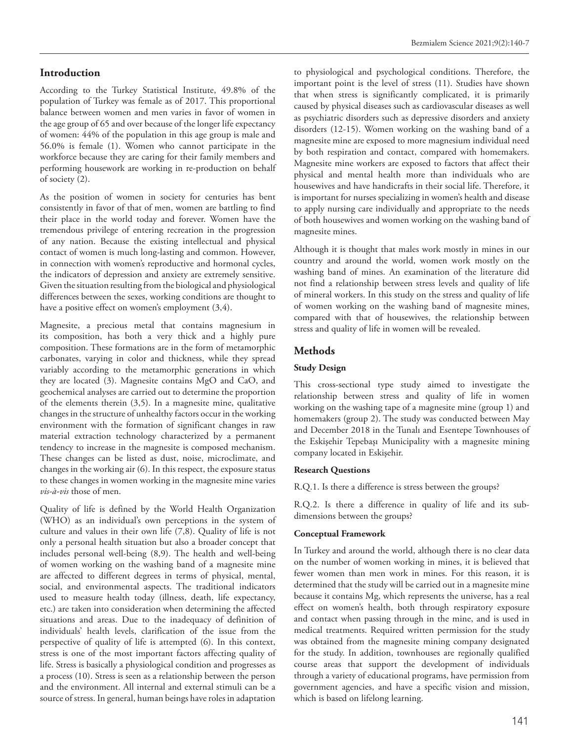## Introduction

According to the Turkey Statistical Institute, 49.8% of the population of Turkey was female as of 2017. This proportional balance between women and men varies in favor of women in the age group of 65 and over because of the longer life expectancy of women: 44% of the population in this age group is male and 56.0% is female (1). Women who cannot participate in the workforce because they are caring for their family members and performing housework are working in re-production on behalf of society (2).

As the position of women in society for centuries has bent consistently in favor of that of men, women are battling to find their place in the world today and forever. Women have the tremendous privilege of entering recreation in the progression of any nation. Because the existing intellectual and physical contact of women is much long-lasting and common. However, in connection with women's reproductive and hormonal cycles, the indicators of depression and anxiety are extremely sensitive. Given the situation resulting from the biological and physiological differences between the sexes, working conditions are thought to have a positive effect on women's employment (3,4).

Magnesite, a precious metal that contains magnesium in its composition, has both a very thick and a highly pure composition. These formations are in the form of metamorphic carbonates, varying in color and thickness, while they spread variably according to the metamorphic generations in which they are located (3). Magnesite contains MgO and CaO, and geochemical analyses are carried out to determine the proportion of the elements therein (3,5). In a magnesite mine, qualitative changes in the structure of unhealthy factors occur in the working environment with the formation of significant changes in raw material extraction technology characterized by a permanent tendency to increase in the magnesite is composed mechanism. These changes can be listed as dust, noise, microclimate, and changes in the working air (6). In this respect, the exposure status to these changes in women working in the magnesite mine varies *vis-à-vis* those of men.

Quality of life is defined by the World Health Organization (WHO) as an individual's own perceptions in the system of culture and values in their own life (7,8). Quality of life is not only a personal health situation but also a broader concept that includes personal well-being (8,9). The health and well-being of women working on the washing band of a magnesite mine are affected to different degrees in terms of physical, mental, social, and environmental aspects. The traditional indicators used to measure health today (illness, death, life expectancy, etc.) are taken into consideration when determining the affected situations and areas. Due to the inadequacy of definition of individuals' health levels, clarification of the issue from the perspective of quality of life is attempted (6). In this context, stress is one of the most important factors affecting quality of life. Stress is basically a physiological condition and progresses as a process (10). Stress is seen as a relationship between the person and the environment. All internal and external stimuli can be a source of stress. In general, human beings have roles in adaptation to physiological and psychological conditions. Therefore, the important point is the level of stress (11). Studies have shown that when stress is significantly complicated, it is primarily caused by physical diseases such as cardiovascular diseases as well as psychiatric disorders such as depressive disorders and anxiety disorders (12-15). Women working on the washing band of a magnesite mine are exposed to more magnesium individual need by both respiration and contact, compared with homemakers. Magnesite mine workers are exposed to factors that affect their physical and mental health more than individuals who are housewives and have handicrafts in their social life. Therefore, it is important for nurses specializing in women's health and disease to apply nursing care individually and appropriate to the needs of both housewives and women working on the washing band of magnesite mines.

Although it is thought that males work mostly in mines in our country and around the world, women work mostly on the washing band of mines. An examination of the literature did not find a relationship between stress levels and quality of life of mineral workers. In this study on the stress and quality of life of women working on the washing band of magnesite mines, compared with that of housewives, the relationship between stress and quality of life in women will be revealed.

## Methods

### Study Design

This cross-sectional type study aimed to investigate the relationship between stress and quality of life in women working on the washing tape of a magnesite mine (group 1) and homemakers (group 2). The study was conducted between May and December 2018 in the Tunalı and Esentepe Townhouses of the Eskişehir Tepebaşı Municipality with a magnesite mining company located in Eskişehir.

### Research Questions

R.Q.1. Is there a difference is stress between the groups?

R.Q.2. Is there a difference in quality of life and its sub-dimensions between the groups?

### Conceptual Framework

In Turkey and around the world, although there is no clear data on the number of women working in mines, it is believed that fewer women than men work in mines. For this reason, it is determined that the study will be carried out in a magnesite mine because it contains Mg, which represents the universe, has a real effect on women's health, both through respiratory exposure and contact when passing through in the mine, and is used in medical treatments. Required written permission for the study was obtained from the magnesite mining company designated for the study. In addition, townhouses are regionally qualified course areas that support the development of individuals through a variety of educational programs, have permission from government agencies, and have a specific vision and mission, which is based on lifelong learning.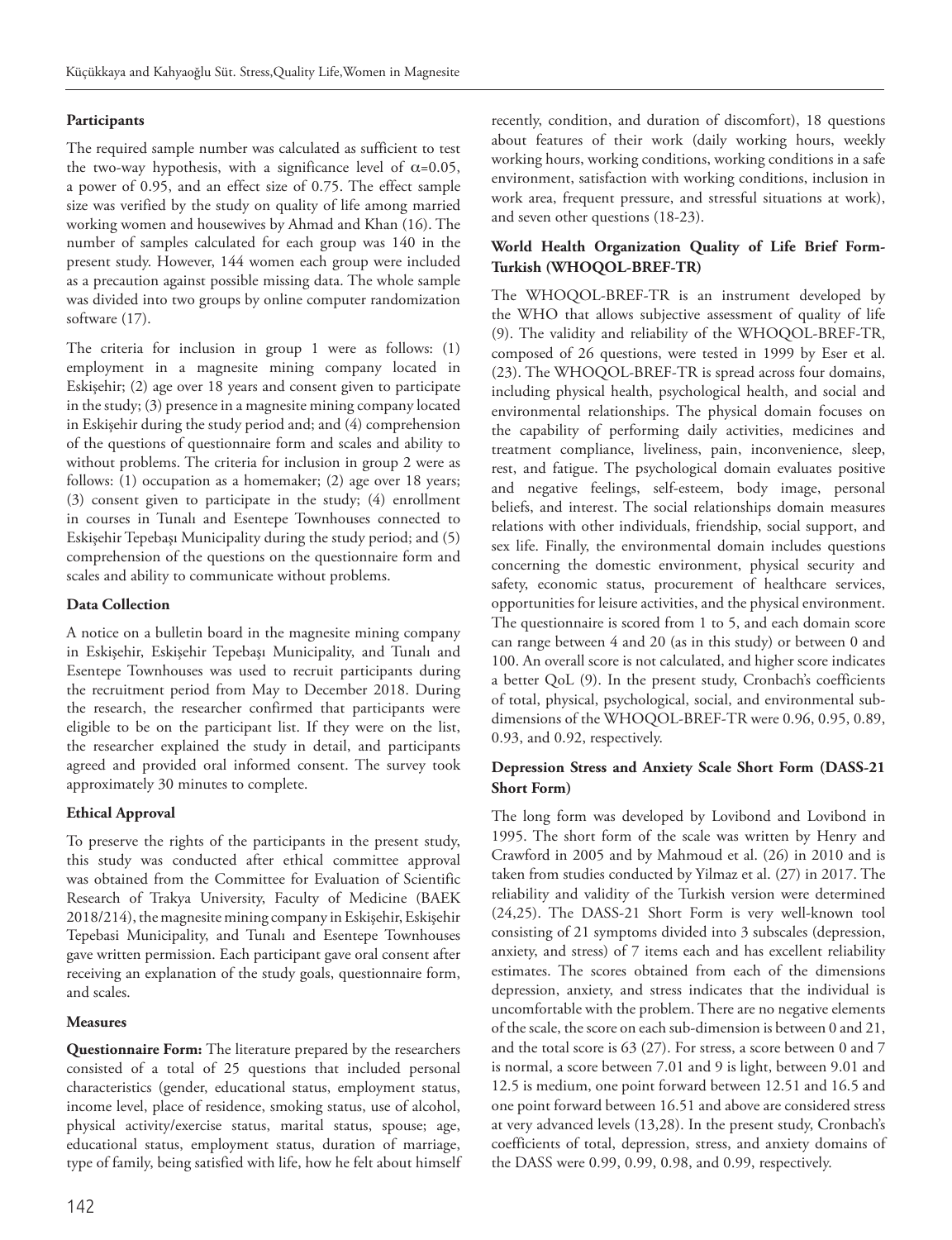### Participants

The required sample number was calculated as sufficient to test the two-way hypothesis, with a significance level of $\alpha$=0.05, a power of 0.95, and an effect size of 0.75. The effect sample size was verified by the study on quality of life among married working women and housewives by Ahmad and Khan (16). The number of samples calculated for each group was 140 in the present study. However, 144 women each group were included as a precaution against possible missing data. The whole sample was divided into two groups by online computer randomization software (17).

The criteria for inclusion in group 1 were as follows: (1) employment in a magnesite mining company located in Eskişehir; (2) age over 18 years and consent given to participate in the study; (3) presence in a magnesite mining company located in Eskişehir during the study period and; and (4) comprehension of the questions of questionnaire form and scales and ability to without problems. The criteria for inclusion in group 2 were as follows: (1) occupation as a homemaker; (2) age over 18 years; (3) consent given to participate in the study; (4) enrollment in courses in Tunalı and Esentepe Townhouses connected to Eskişehir Tepebaşı Municipality during the study period; and (5) comprehension of the questions on the questionnaire form and scales and ability to communicate without problems.

### Data Collection

A notice on a bulletin board in the magnesite mining company in Eskişehir, Eskişehir Tepebaşı Municipality, and Tunalı and Esentepe Townhouses was used to recruit participants during the recruitment period from May to December 2018. During the research, the researcher confirmed that participants were eligible to be on the participant list. If they were on the list, the researcher explained the study in detail, and participants agreed and provided oral informed consent. The survey took approximately 30 minutes to complete.

### Ethical Approval

To preserve the rights of the participants in the present study, this study was conducted after ethical committee approval was obtained from the Committee for Evaluation of Scientific Research of Trakya University, Faculty of Medicine (BAEK 2018/214), the magnesite mining company in Eskişehir, Eskişehir Tepebasi Municipality, and Tunalı and Esentepe Townhouses gave written permission. Each participant gave oral consent after receiving an explanation of the study goals, questionnaire form, and scales.

### Measures

**Questionnaire Form:** The literature prepared by the researchers consisted of a total of 25 questions that included personal characteristics (gender, educational status, employment status, income level, place of residence, smoking status, use of alcohol, physical activity/exercise status, marital status, spouse; age, educational status, employment status, duration of marriage, type of family, being satisfied with life, how he felt about himself recently, condition, and duration of discomfort), 18 questions about features of their work (daily working hours, weekly working hours, working conditions, working conditions in a safe environment, satisfaction with working conditions, inclusion in work area, frequent pressure, and stressful situations at work), and seven other questions (18-23).

### World Health Organization Quality of Life Brief Form-Turkish (WHOQOL-BREF-TR)

The WHOQOL-BREF-TR is an instrument developed by the WHO that allows subjective assessment of quality of life (9). The validity and reliability of the WHOQOL-BREF-TR, composed of 26 questions, were tested in 1999 by Eser et al. (23). The WHOQOL-BREF-TR is spread across four domains, including physical health, psychological health, and social and environmental relationships. The physical domain focuses on the capability of performing daily activities, medicines and treatment compliance, liveliness, pain, inconvenience, sleep, rest, and fatigue. The psychological domain evaluates positive and negative feelings, self-esteem, body image, personal beliefs, and interest. The social relationships domain measures relations with other individuals, friendship, social support, and sex life. Finally, the environmental domain includes questions concerning the domestic environment, physical security and safety, economic status, procurement of healthcare services, opportunities for leisure activities, and the physical environment. The questionnaire is scored from 1 to 5, and each domain score can range between 4 and 20 (as in this study) or between 0 and 100. An overall score is not calculated, and higher score indicates a better QoL (9). In the present study, Cronbach's coefficients of total, physical, psychological, social, and environmental sub-dimensions of the WHOQOL-BREF-TR were 0.96, 0.95, 0.89, 0.93, and 0.92, respectively.

### Depression Stress and Anxiety Scale Short Form (DASS-21 Short Form)

The long form was developed by Lovibond and Lovibond in 1995. The short form of the scale was written by Henry and Crawford in 2005 and by Mahmoud et al. (26) in 2010 and is taken from studies conducted by Yilmaz et al. (27) in 2017. The reliability and validity of the Turkish version were determined (24,25). The DASS-21 Short Form is very well-known tool consisting of 21 symptoms divided into 3 subscales (depression, anxiety, and stress) of 7 items each and has excellent reliability estimates. The scores obtained from each of the dimensions depression, anxiety, and stress indicates that the individual is uncomfortable with the problem. There are no negative elements of the scale, the score on each sub-dimension is between 0 and 21, and the total score is 63 (27). For stress, a score between 0 and 7 is normal, a score between 7.01 and 9 is light, between 9.01 and 12.5 is medium, one point forward between 12.51 and 16.5 and one point forward between 16.51 and above are considered stress at very advanced levels (13,28). In the present study, Cronbach's coefficients of total, depression, stress, and anxiety domains of the DASS were 0.99, 0.99, 0.98, and 0.99, respectively.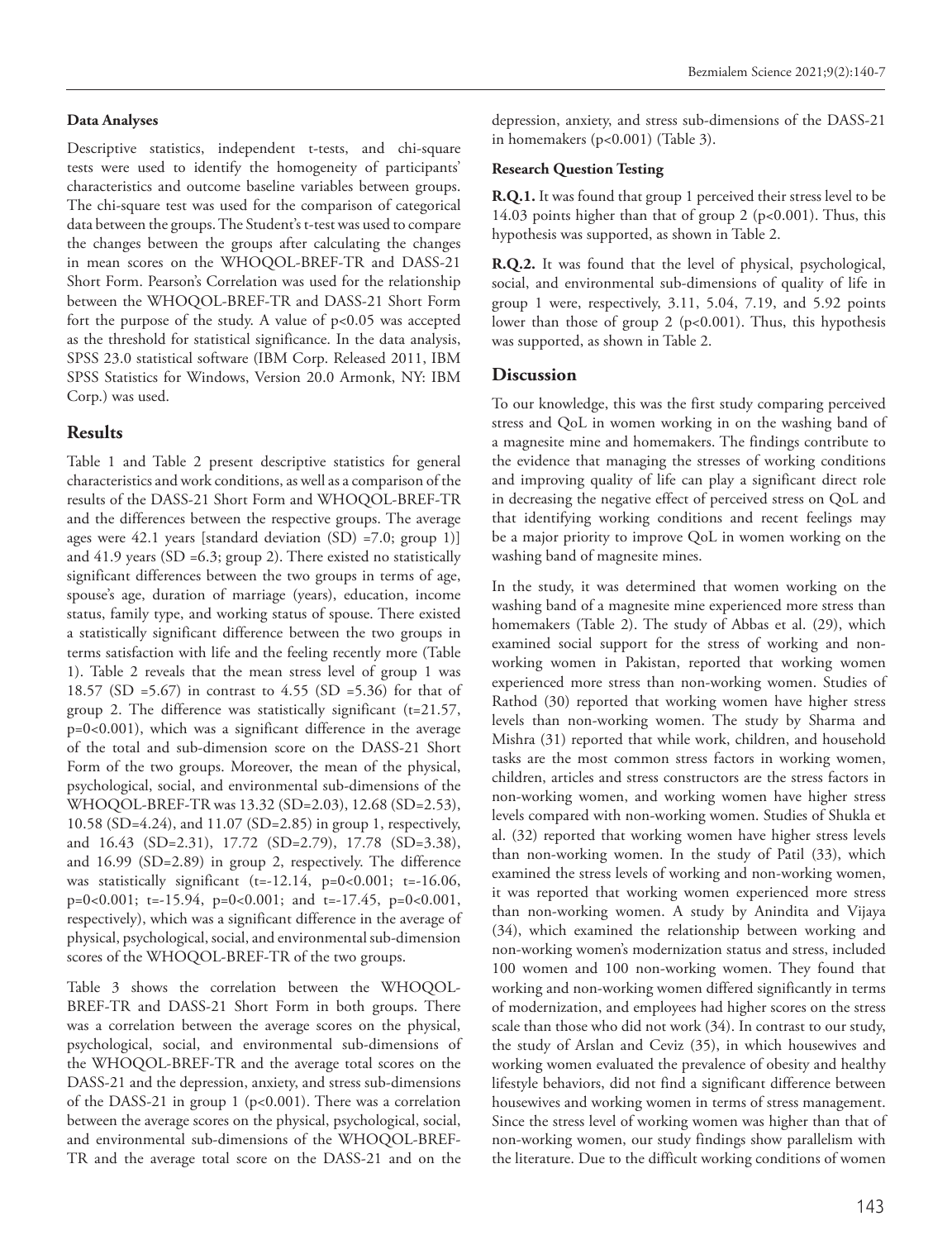#### Data Analyses

Descriptive statistics, independent t-tests, and chi-square tests were used to identify the homogeneity of participants' characteristics and outcome baseline variables between groups. The chi-square test was used for the comparison of categorical data between the groups. The Student's t-test was used to compare the changes between the groups after calculating the changes in mean scores on the WHOQOL-BREF-TR and DASS-21 Short Form. Pearson's Correlation was used for the relationship between the WHOQOL-BREF-TR and DASS-21 Short Form fort the purpose of the study. A value of $p<0.05$ was accepted as the threshold for statistical significance. In the data analysis, SPSS 23.0 statistical software (IBM Corp. Released 2011, IBM SPSS Statistics for Windows, Version 20.0 Armonk, NY: IBM Corp.) was used.

## Results

Table 1 and Table 2 present descriptive statistics for general characteristics and work conditions, as well as a comparison of the results of the DASS-21 Short Form and WHOQOL-BREF-TR and the differences between the respective groups. The average ages were 42.1 years [standard deviation (SD) =7.0; group 1)] and 41.9 years (SD =6.3; group 2). There existed no statistically significant differences between the two groups in terms of age, spouse's age, duration of marriage (years), education, income status, family type, and working status of spouse. There existed a statistically significant difference between the two groups in terms satisfaction with life and the feeling recently more (Table 1). Table 2 reveals that the mean stress level of group 1 was 18.57 (SD =5.67) in contrast to 4.55 (SD =5.36) for that of group 2. The difference was statistically significant ($t=21.57$, $p=0<0.001$), which was a significant difference in the average of the total and sub-dimension score on the DASS-21 Short Form of the two groups. Moreover, the mean of the physical, psychological, social, and environmental sub-dimensions of the WHOQOL-BREF-TR was 13.32 (SD=2.03), 12.68 (SD=2.53), 10.58 (SD=4.24), and 11.07 (SD=2.85) in group 1, respectively, and 16.43 (SD=2.31), 17.72 (SD=2.79), 17.78 (SD=3.38), and 16.99 (SD=2.89) in group 2, respectively. The difference was statistically significant ($t=-12.14$, $p=0<0.001$; $t=-16.06$, $p=0<0.001$; $t=-15.94$, $p=0<0.001$; and $t=-17.45$, $p=0<0.001$, respectively), which was a significant difference in the average of physical, psychological, social, and environmental sub-dimension scores of the WHOQOL-BREF-TR of the two groups.

Table 3 shows the correlation between the WHOQOL-BREF-TR and DASS-21 Short Form in both groups. There was a correlation between the average scores on the physical, psychological, social, and environmental sub-dimensions of the WHOQOL-BREF-TR and the average total scores on the DASS-21 and the depression, anxiety, and stress sub-dimensions of the DASS-21 in group 1 ($p<0.001$). There was a correlation between the average scores on the physical, psychological, social, and environmental sub-dimensions of the WHOQOL-BREF-TR and the average total score on the DASS-21 and on the depression, anxiety, and stress sub-dimensions of the DASS-21 in homemakers ($p<0.001$) (Table 3).

#### Research Question Testing

**R.Q.1.** It was found that group 1 perceived their stress level to be 14.03 points higher than that of group 2 ($p<0.001$). Thus, this hypothesis was supported, as shown in Table 2.

**R.Q.2.** It was found that the level of physical, psychological, social, and environmental sub-dimensions of quality of life in group 1 were, respectively, 3.11, 5.04, 7.19, and 5.92 points lower than those of group 2 ($p<0.001$). Thus, this hypothesis was supported, as shown in Table 2.

## Discussion

To our knowledge, this was the first study comparing perceived stress and QoL in women working in on the washing band of a magnesite mine and homemakers. The findings contribute to the evidence that managing the stresses of working conditions and improving quality of life can play a significant direct role in decreasing the negative effect of perceived stress on QoL and that identifying working conditions and recent feelings may be a major priority to improve QoL in women working on the washing band of magnesite mines.

In the study, it was determined that women working on the washing band of a magnesite mine experienced more stress than homemakers (Table 2). The study of Abbas et al. (29), which examined social support for the stress of working and non-working women in Pakistan, reported that working women experienced more stress than non-working women. Studies of Rathod (30) reported that working women have higher stress levels than non-working women. The study by Sharma and Mishra (31) reported that while work, children, and household tasks are the most common stress factors in working women, children, articles and stress constructors are the stress factors in non-working women, and working women have higher stress levels compared with non-working women. Studies of Shukla et al. (32) reported that working women have higher stress levels than non-working women. In the study of Patil (33), which examined the stress levels of working and non-working women, it was reported that working women experienced more stress than non-working women. A study by Anindita and Vijaya (34), which examined the relationship between working and non-working women's modernization status and stress, included 100 women and 100 non-working women. They found that working and non-working women differed significantly in terms of modernization, and employees had higher scores on the stress scale than those who did not work (34). In contrast to our study, the study of Arslan and Ceviz (35), in which housewives and working women evaluated the prevalence of obesity and healthy lifestyle behaviors, did not find a significant difference between housewives and working women in terms of stress management. Since the stress level of working women was higher than that of non-working women, our study findings show parallelism with the literature. Due to the difficult working conditions of women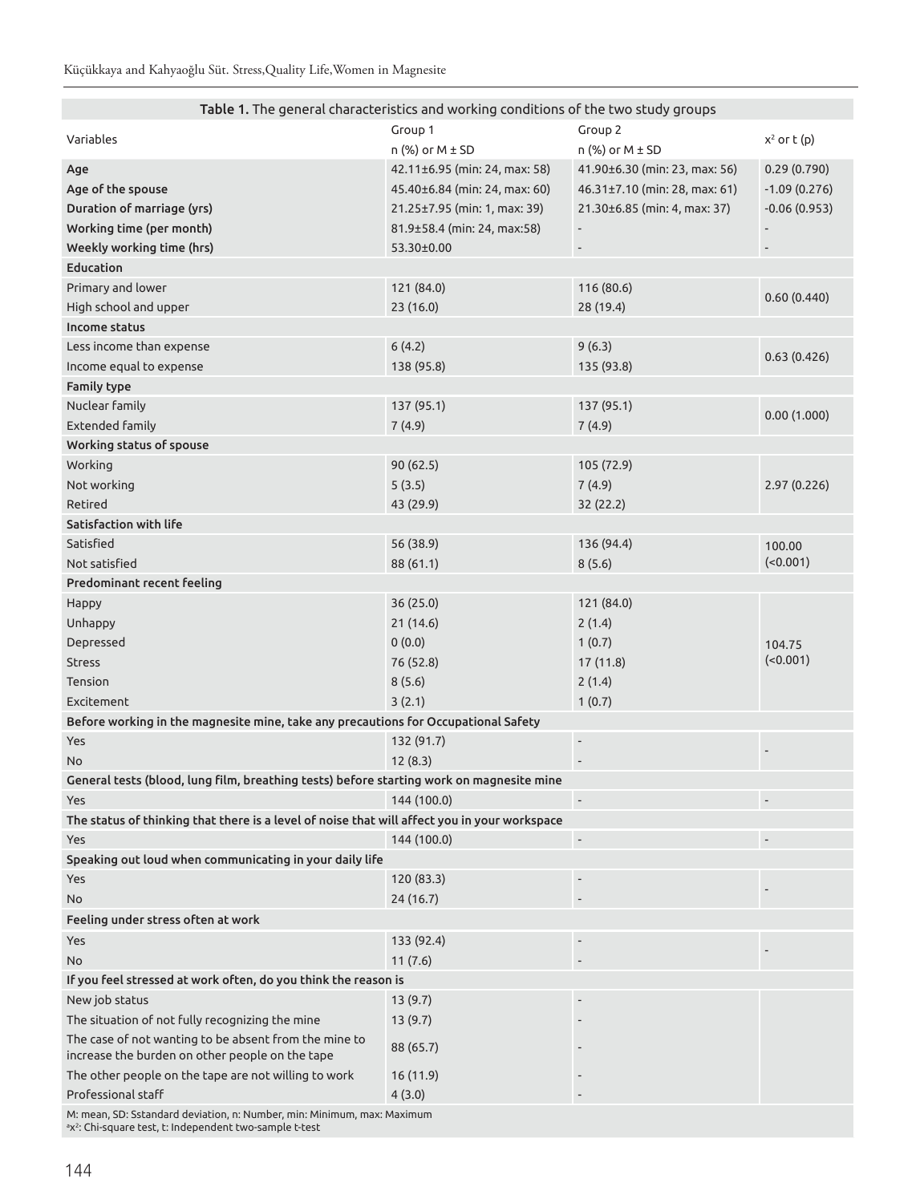**Table 1.** The general characteristics and working conditions of the two study groups

| Variables | Group 1<br>n (%) or M ± SD | Group 2<br>n (%) or M ± SD | $x^2$ or t (p) |
|---|---|---|---|
| **Age** | 42.11±6.95 (min: 24, max: 58) | 41.90±6.30 (min: 23, max: 56) | 0.29 (0.790) |
| **Age of the spouse** | 45.40±6.84 (min: 24, max: 60) | 46.31±7.10 (min: 28, max: 61) | -1.09 (0.276) |
| **Duration of marriage (yrs)** | 21.25±7.95 (min: 1, max: 39) | 21.30±6.85 (min: 4, max: 37) | -0.06 (0.953) |
| **Working time (per month)** | 81.9±58.4 (min: 24, max:58) | - | - |
| **Weekly working time (hrs)** | 53.30±0.00 | - | - |
| **Education** | | | |
| Primary and lower | 121 (84.0) | 116 (80.6) | 0.60 (0.440) |
| High school and upper | 23 (16.0) | 28 (19.4) | |
| **Income status** | | | |
| Less income than expense | 6 (4.2) | 9 (6.3) | 0.63 (0.426) |
| Income equal to expense | 138 (95.8) | 135 (93.8) | |
| **Family type** | | | |
| Nuclear family | 137 (95.1) | 137 (95.1) | 0.00 (1.000) |
| Extended family | 7 (4.9) | 7 (4.9) | |
| **Working status of spouse** | | | |
| Working | 90 (62.5) | 105 (72.9) | |
| Not working | 5 (3.5) | 7 (4.9) | 2.97 (0.226) |
| Retired | 43 (29.9) | 32 (22.2) | |
| **Satisfaction with life** | | | |
| Satisfied | 56 (38.9) | 136 (94.4) | 100.00 (<0.001) |
| Not satisfied | 88 (61.1) | 8 (5.6) | |
| **Predominant recent feeling** | | | |
| Happy | 36 (25.0) | 121 (84.0) | |
| Unhappy | 21 (14.6) | 2 (1.4) | |
| Depressed | 0 (0.0) | 1 (0.7) | 104.75 (<0.001) |
| Stress | 76 (52.8) | 17 (11.8) | |
| Tension | 8 (5.6) | 2 (1.4) | |
| Excitement | 3 (2.1) | 1 (0.7) | |
| **Before working in the magnesite mine, take any precautions for Occupational Safety** | | | |
| Yes | 132 (91.7) | - | - |
| No | 12 (8.3) | - | |
| **General tests (blood, lung film, breathing tests) before starting work on magnesite mine** | | | |
| Yes | 144 (100.0) | - | - |
| **The status of thinking that there is a level of noise that will affect you in your workspace** | | | |
| Yes | 144 (100.0) | - | - |
| **Speaking out loud when communicating in your daily life** | | | |
| Yes | 120 (83.3) | - | - |
| No | 24 (16.7) | - | |
| **Feeling under stress often at work** | | | |
| Yes | 133 (92.4) | - | - |
| No | 11 (7.6) | - | |
| **If you feel stressed at work often, do you think the reason is** | | | |
| New job status | 13 (9.7) | - | |
| The situation of not fully recognizing the mine | 13 (9.7) | - | |
| The case of not wanting to be absent from the mine to increase the burden on other people on the tape | 88 (65.7) | - | |
| The other people on the tape are not willing to work | 16 (11.9) | - | |
| Professional staff | 4 (3.0) | - | |

M: mean, SD: Sstandard deviation, n: Number, min: Minimum, max: Maximum
[a]$x^2$: Chi-square test, t: Independent two-sample t-test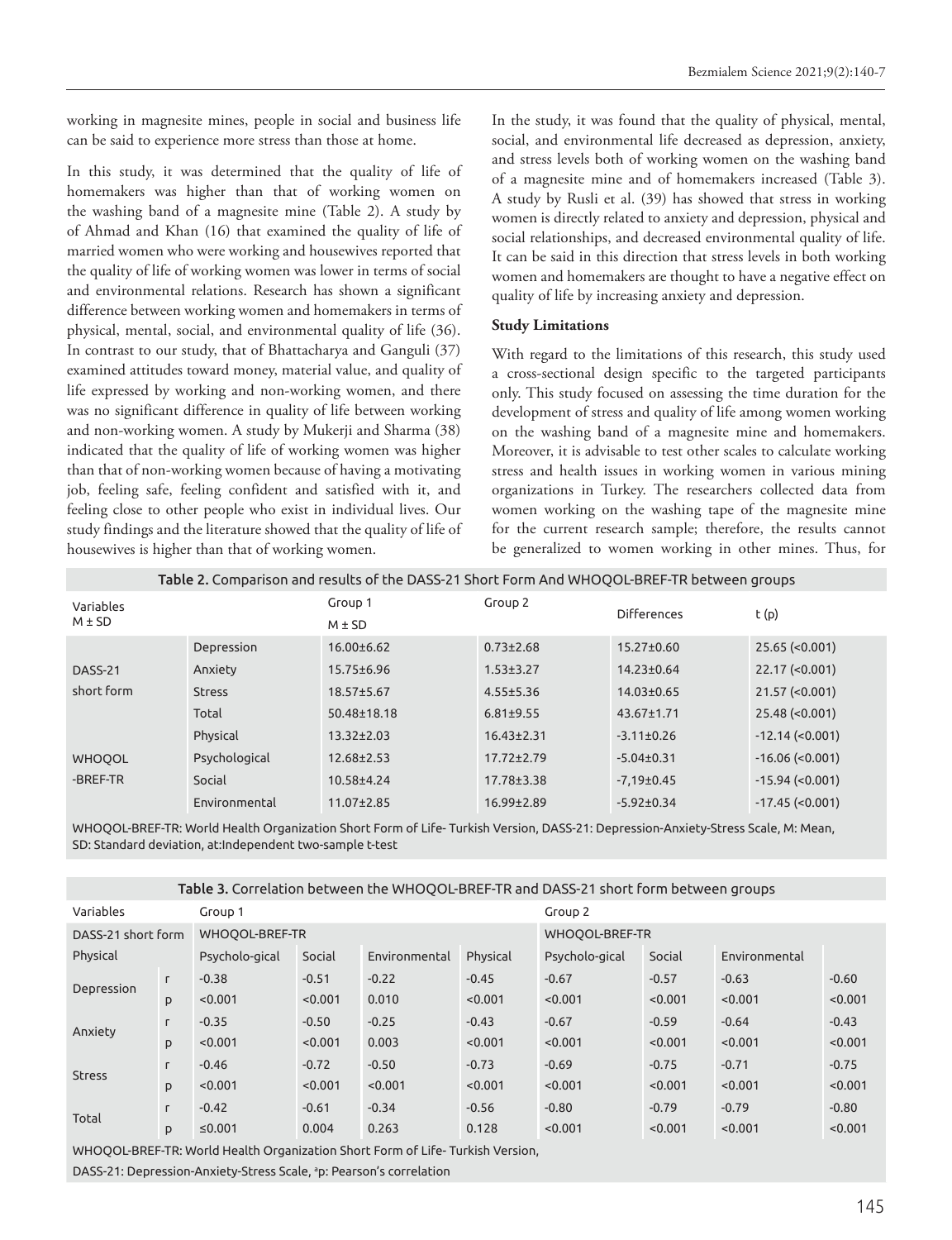working in magnesite mines, people in social and business life can be said to experience more stress than those at home.

In this study, it was determined that the quality of life of homemakers was higher than that of working women on the washing band of a magnesite mine (Table 2). A study by of Ahmad and Khan (16) that examined the quality of life of married women who were working and housewives reported that the quality of life of working women was lower in terms of social and environmental relations. Research has shown a significant difference between working women and homemakers in terms of physical, mental, social, and environmental quality of life (36). In contrast to our study, that of Bhattacharya and Ganguli (37) examined attitudes toward money, material value, and quality of life expressed by working and non-working women, and there was no significant difference in quality of life between working and non-working women. A study by Mukerji and Sharma (38) indicated that the quality of life of working women was higher than that of non-working women because of having a motivating job, feeling safe, feeling confident and satisfied with it, and feeling close to other people who exist in individual lives. Our study findings and the literature showed that the quality of life of housewives is higher than that of working women.

In the study, it was found that the quality of physical, mental, social, and environmental life decreased as depression, anxiety, and stress levels both of working women on the washing band of a magnesite mine and of homemakers increased (Table 3). A study by Rusli et al. (39) has showed that stress in working women is directly related to anxiety and depression, physical and social relationships, and decreased environmental quality of life. It can be said in this direction that stress levels in both working women and homemakers are thought to have a negative effect on quality of life by increasing anxiety and depression.

**Study Limitations**

With regard to the limitations of this research, this study used a cross-sectional design specific to the targeted participants only. This study focused on assessing the time duration for the development of stress and quality of life among women working on the washing band of a magnesite mine and homemakers. Moreover, it is advisable to test other scales to calculate working stress and health issues in working women in various mining organizations in Turkey. The researchers collected data from women working on the washing tape of the magnesite mine for the current research sample; therefore, the results cannot be generalized to women working in other mines. Thus, for

**Table 2.** Comparison and results of the DASS-21 Short Form And WHOQOL-BREF-TR between groups

| Variables M ± SD | | Group 1 M ± SD | Group 2 | Differences | t (p) |
|---|---|---|---|---|---|
| DASS-21 short form | Depression | 16.00±6.62 | 0.73±2.68 | 15.27±0.60 | 25.65 (<0.001) |
| | Anxiety | 15.75±6.96 | 1.53±3.27 | 14.23±0.64 | 22.17 (<0.001) |
| | Stress | 18.57±5.67 | 4.55±5.36 | 14.03±0.65 | 21.57 (<0.001) |
| | Total | 50.48±18.18 | 6.81±9.55 | 43.67±1.71 | 25.48 (<0.001) |
| WHOQOL -BREF-TR | Physical | 13.32±2.03 | 16.43±2.31 | -3.11±0.26 | -12.14 (<0.001) |
| | Psychological | 12.68±2.53 | 17.72±2.79 | -5.04±0.31 | -16.06 (<0.001) |
| | Social | 10.58±4.24 | 17.78±3.38 | -7,19±0.45 | -15.94 (<0.001) |
| | Environmental | 11.07±2.85 | 16.99±2.89 | -5.92±0.34 | -17.45 (<0.001) |

WHOQOL-BREF-TR: World Health Organization Short Form of Life- Turkish Version, DASS-21: Depression-Anxiety-Stress Scale, M: Mean, SD: Standard deviation, at:Independent two-sample t-test

**Table 3.** Correlation between the WHOQOL-BREF-TR and DASS-21 short form between groups

| Variables | | Group 1 | | | | Group 2 | | | |
|---|---|---|---|---|---|---|---|---|---|
| DASS-21 short form | | WHOQOL-BREF-TR | | | | WHOQOL-BREF-TR | | | |
| Physical | | Psycholo-gical | Social | Environmental | Physical | Psycholo-gical | Social | Environmental | |
| Depression | r | -0.38 | -0.51 | -0.22 | -0.45 | -0.67 | -0.57 | -0.63 | -0.60 |
| | p | <0.001 | <0.001 | 0.010 | <0.001 | <0.001 | <0.001 | <0.001 | <0.001 |
| Anxiety | r | -0.35 | -0.50 | -0.25 | -0.43 | -0.67 | -0.59 | -0.64 | -0.43 |
| | p | <0.001 | <0.001 | 0.003 | <0.001 | <0.001 | <0.001 | <0.001 | <0.001 |
| Stress | r | -0.46 | -0.72 | -0.50 | -0.73 | -0.69 | -0.75 | -0.71 | -0.75 |
| | p | <0.001 | <0.001 | <0.001 | <0.001 | <0.001 | <0.001 | <0.001 | <0.001 |
| Total | r | -0.42 | -0.61 | -0.34 | -0.56 | -0.80 | -0.79 | -0.79 | -0.80 |
| | p | ≤0.001 | 0.004 | 0.263 | 0.128 | <0.001 | <0.001 | <0.001 | <0.001 |

WHOQOL-BREF-TR: World Health Organization Short Form of Life- Turkish Version,

DASS-21: Depression-Anxiety-Stress Scale, [a]p: Pearson's correlation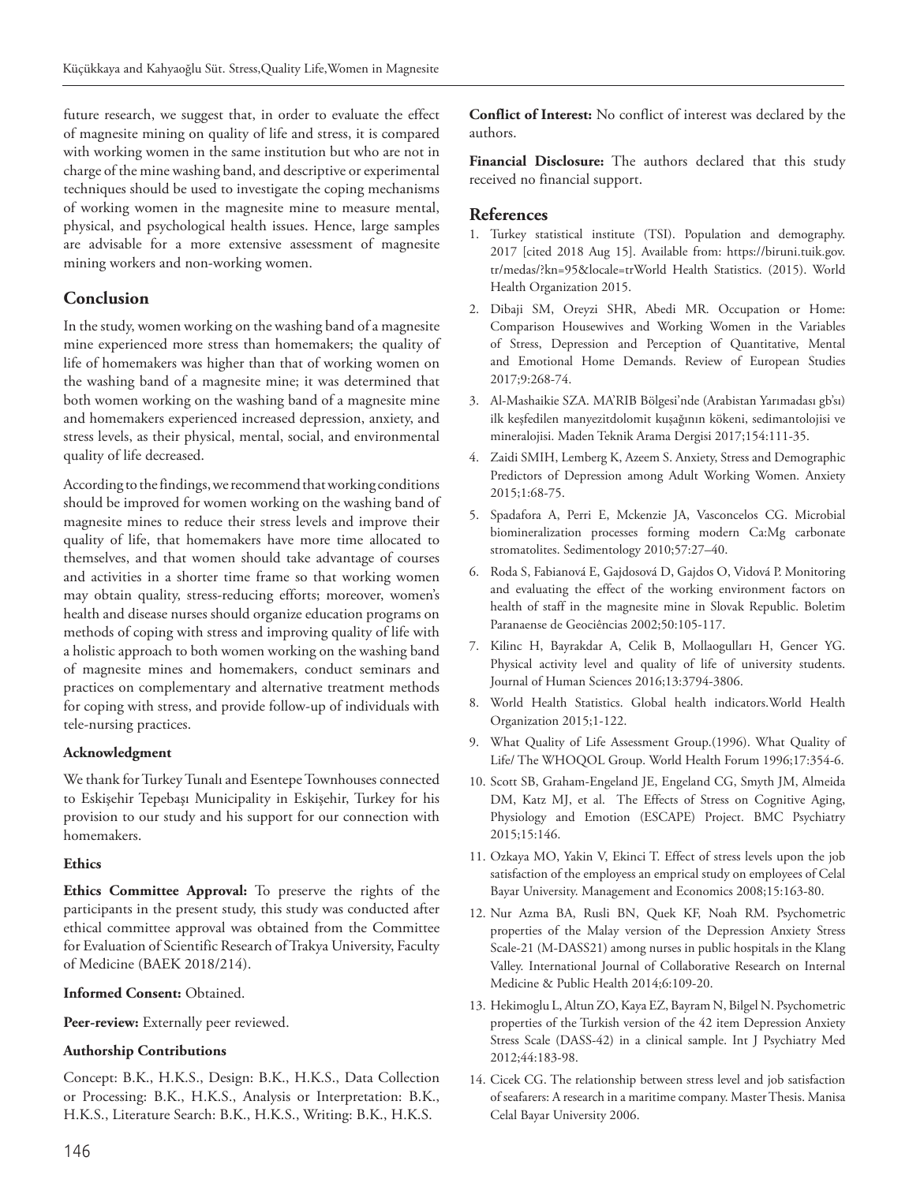future research, we suggest that, in order to evaluate the effect of magnesite mining on quality of life and stress, it is compared with working women in the same institution but who are not in charge of the mine washing band, and descriptive or experimental techniques should be used to investigate the coping mechanisms of working women in the magnesite mine to measure mental, physical, and psychological health issues. Hence, large samples are advisable for a more extensive assessment of magnesite mining workers and non-working women.

## Conclusion

In the study, women working on the washing band of a magnesite mine experienced more stress than homemakers; the quality of life of homemakers was higher than that of working women on the washing band of a magnesite mine; it was determined that both women working on the washing band of a magnesite mine and homemakers experienced increased depression, anxiety, and stress levels, as their physical, mental, social, and environmental quality of life decreased.

According to the findings, we recommend that working conditions should be improved for women working on the washing band of magnesite mines to reduce their stress levels and improve their quality of life, that homemakers have more time allocated to themselves, and that women should take advantage of courses and activities in a shorter time frame so that working women may obtain quality, stress-reducing efforts; moreover, women's health and disease nurses should organize education programs on methods of coping with stress and improving quality of life with a holistic approach to both women working on the washing band of magnesite mines and homemakers, conduct seminars and practices on complementary and alternative treatment methods for coping with stress, and provide follow-up of individuals with tele-nursing practices.

#### Acknowledgment

We thank for Turkey Tunalı and Esentepe Townhouses connected to Eskişehir Tepebaşı Municipality in Eskişehir, Turkey for his provision to our study and his support for our connection with homemakers.

#### Ethics

**Ethics Committee Approval:** To preserve the rights of the participants in the present study, this study was conducted after ethical committee approval was obtained from the Committee for Evaluation of Scientific Research of Trakya University, Faculty of Medicine (BAEK 2018/214).

**Informed Consent:** Obtained.

**Peer-review:** Externally peer reviewed.

#### Authorship Contributions

Concept: B.K., H.K.S., Design: B.K., H.K.S., Data Collection or Processing: B.K., H.K.S., Analysis or Interpretation: B.K., H.K.S., Literature Search: B.K., H.K.S., Writing: B.K., H.K.S.

**Conflict of Interest:** No conflict of interest was declared by the authors.

**Financial Disclosure:** The authors declared that this study received no financial support.

## References

1. Turkey statistical institute (TSI). Population and demography. 2017 [cited 2018 Aug 15]. Available from: https://biruni.tuik.gov.tr/medas/?kn=95&locale=trWorld Health Statistics. (2015). World Health Organization 2015.
2. Dibaji SM, Oreyzi SHR, Abedi MR. Occupation or Home: Comparison Housewives and Working Women in the Variables of Stress, Depression and Perception of Quantitative, Mental and Emotional Home Demands. Review of European Studies 2017;9:268-74.
3. Al-Mashaikie SZA. MA'RIB Bölgesi'nde (Arabistan Yarımadası gb'sı) ilk keşfedilen manyezitdolomit kuşağının kökeni, sedimantolojisi ve mineralojisi. Maden Teknik Arama Dergisi 2017;154:111-35.
4. Zaidi SMIH, Lemberg K, Azeem S. Anxiety, Stress and Demographic Predictors of Depression among Adult Working Women. Anxiety 2015;1:68-75.
5. Spadafora A, Perri E, Mckenzie JA, Vasconcelos CG. Microbial biomineralization processes forming modern Ca:Mg carbonate stromatolites. Sedimentology 2010;57:27–40.
6. Roda S, Fabianová E, Gajdosová D, Gajdos O, Vidová P. Monitoring and evaluating the effect of the working environment factors on health of staff in the magnesite mine in Slovak Republic. Boletim Paranaense de Geociências 2002;50:105-117.
7. Kilinc H, Bayrakdar A, Celik B, Mollaogulları H, Gencer YG. Physical activity level and quality of life of university students. Journal of Human Sciences 2016;13:3794-3806.
8. World Health Statistics. Global health indicators.World Health Organization 2015;1-122.
9. What Quality of Life Assessment Group.(1996). What Quality of Life/ The WHOQOL Group. World Health Forum 1996;17:354-6.
10. Scott SB, Graham-Engeland JE, Engeland CG, Smyth JM, Almeida DM, Katz MJ, et al. The Effects of Stress on Cognitive Aging, Physiology and Emotion (ESCAPE) Project. BMC Psychiatry 2015;15:146.
11. Ozkaya MO, Yakin V, Ekinci T. Effect of stress levels upon the job satisfaction of the employess an emprical study on employees of Celal Bayar University. Management and Economics 2008;15:163-80.
12. Nur Azma BA, Rusli BN, Quek KF, Noah RM. Psychometric properties of the Malay version of the Depression Anxiety Stress Scale-21 (M-DASS21) among nurses in public hospitals in the Klang Valley. International Journal of Collaborative Research on Internal Medicine & Public Health 2014;6:109-20.
13. Hekimoglu L, Altun ZO, Kaya EZ, Bayram N, Bilgel N. Psychometric properties of the Turkish version of the 42 item Depression Anxiety Stress Scale (DASS-42) in a clinical sample. Int J Psychiatry Med 2012;44:183-98.
14. Cicek CG. The relationship between stress level and job satisfaction of seafarers: A research in a maritime company. Master Thesis. Manisa Celal Bayar University 2006.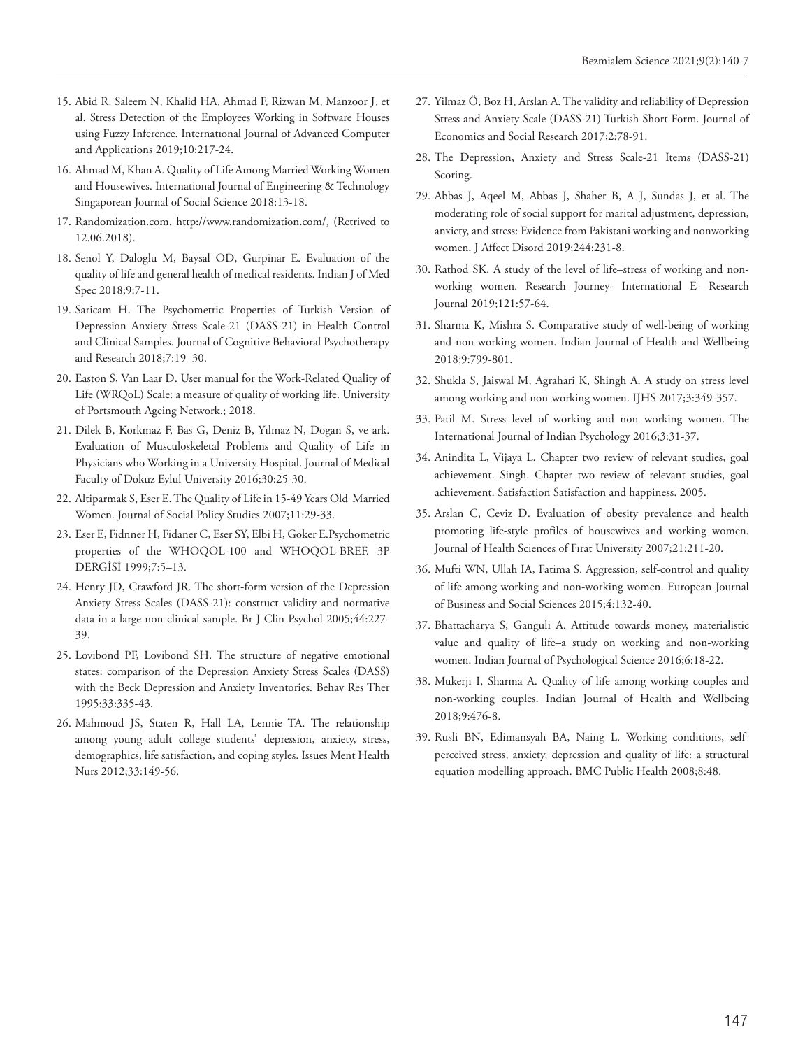15. Abid R, Saleem N, Khalid HA, Ahmad F, Rizwan M, Manzoor J, et al. Stress Detection of the Employees Working in Software Houses using Fuzzy Inference. Internatıonal Journal of Advanced Computer and Applications 2019;10:217-24.
16. Ahmad M, Khan A. Quality of Life Among Married Working Women and Housewives. International Journal of Engineering & Technology Singaporean Journal of Social Science 2018:13-18.
17. Randomization.com. http://www.randomization.com/, (Retrived to 12.06.2018).
18. Senol Y, Daloglu M, Baysal OD, Gurpinar E. Evaluation of the quality of life and general health of medical residents. Indian J of Med Spec 2018;9:7-11.
19. Saricam H. The Psychometric Properties of Turkish Version of Depression Anxiety Stress Scale-21 (DASS-21) in Health Control and Clinical Samples. Journal of Cognitive Behavioral Psychotherapy and Research 2018;7:19–30.
20. Easton S, Van Laar D. User manual for the Work-Related Quality of Life (WRQoL) Scale: a measure of quality of working life. University of Portsmouth Ageing Network.; 2018.
21. Dilek B, Korkmaz F, Bas G, Deniz B, Yılmaz N, Dogan S, ve ark. Evaluation of Musculoskeletal Problems and Quality of Life in Physicians who Working in a University Hospital. Journal of Medical Faculty of Dokuz Eylul University 2016;30:25-30.
22. Altiparmak S, Eser E. The Quality of Life in 15-49 Years Old Married Women. Journal of Social Policy Studies 2007;11:29-33.
23. Eser E, Fidnner H, Fidaner C, Eser SY, Elbi H, Göker E.Psychometric properties of the WHOQOL-100 and WHOQOL-BREF. 3P DERGİSİ 1999;7:5–13.
24. Henry JD, Crawford JR. The short-form version of the Depression Anxiety Stress Scales (DASS-21): construct validity and normative data in a large non-clinical sample. Br J Clin Psychol 2005;44:227-39.
25. Lovibond PF, Lovibond SH. The structure of negative emotional states: comparison of the Depression Anxiety Stress Scales (DASS) with the Beck Depression and Anxiety Inventories. Behav Res Ther 1995;33:335-43.
26. Mahmoud JS, Staten R, Hall LA, Lennie TA. The relationship among young adult college students' depression, anxiety, stress, demographics, life satisfaction, and coping styles. Issues Ment Health Nurs 2012;33:149-56.
27. Yilmaz Ö, Boz H, Arslan A. The validity and reliability of Depression Stress and Anxiety Scale (DASS-21) Turkish Short Form. Journal of Economics and Social Research 2017;2:78-91.
28. The Depression, Anxiety and Stress Scale-21 Items (DASS-21) Scoring.
29. Abbas J, Aqeel M, Abbas J, Shaher B, A J, Sundas J, et al. The moderating role of social support for marital adjustment, depression, anxiety, and stress: Evidence from Pakistani working and nonworking women. J Affect Disord 2019;244:231-8.
30. Rathod SK. A study of the level of life–stress of working and non-working women. Research Journey- International E- Research Journal 2019;121:57-64.
31. Sharma K, Mishra S. Comparative study of well-being of working and non-working women. Indian Journal of Health and Wellbeing 2018;9:799-801.
32. Shukla S, Jaiswal M, Agrahari K, Shingh A. A study on stress level among working and non-working women. IJHS 2017;3:349-357.
33. Patil M. Stress level of working and non working women. The International Journal of Indian Psychology 2016;3:31-37.
34. Anindita L, Vijaya L. Chapter two review of relevant studies, goal achievement. Singh. Chapter two review of relevant studies, goal achievement. Satisfaction Satisfaction and happiness. 2005.
35. Arslan C, Ceviz D. Evaluation of obesity prevalence and health promoting life-style profiles of housewives and working women. Journal of Health Sciences of Fırat University 2007;21:211-20.
36. Mufti WN, Ullah IA, Fatima S. Aggression, self-control and quality of life among working and non-working women. European Journal of Business and Social Sciences 2015;4:132-40.
37. Bhattacharya S, Ganguli A. Attitude towards money, materialistic value and quality of life–a study on working and non-working women. Indian Journal of Psychological Science 2016;6:18-22.
38. Mukerji I, Sharma A. Quality of life among working couples and non-working couples. Indian Journal of Health and Wellbeing 2018;9:476-8.
39. Rusli BN, Edimansyah BA, Naing L. Working conditions, self-perceived stress, anxiety, depression and quality of life: a structural equation modelling approach. BMC Public Health 2008;8:48.